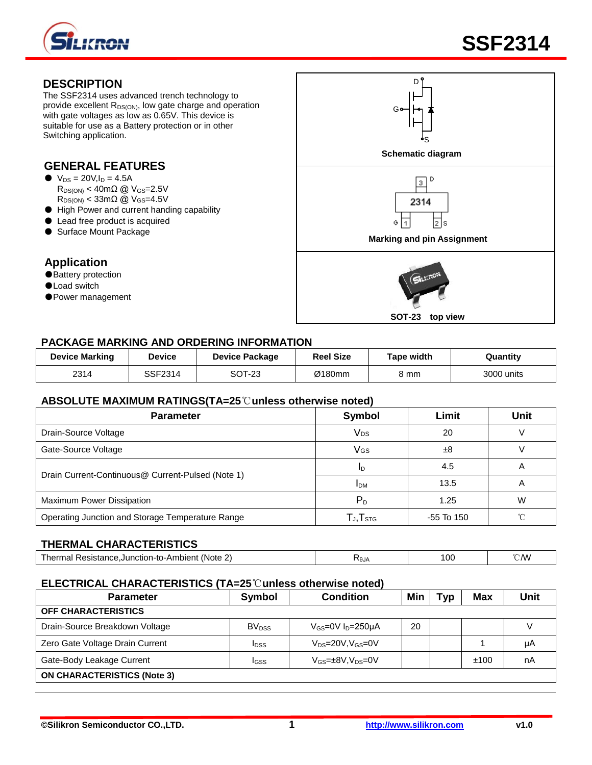# SSF2314

## DESCRIPTION

The SSF2314 uses advanced trench technology to provide excellent $R_{DS(ON)}$, low gate charge and operation with gate voltages as low as 0.65V. This device is suitable for use as a Battery protection or in other Switching application.

## GENERAL FEATURES

- $V_{DS}$ = 20V, $I_D$ = 4.5A
  $R_{DS(ON)}$ < 40mΩ @ $V_{GS}$=2.5V
  $R_{DS(ON)}$ < 33mΩ @ $V_{GS}$=4.5V
- High Power and current handing capability
- Lead free product is acquired
- Surface Mount Package

## Application

- Battery protection
- Load switch
- Power management

Schematic diagram

Marking and pin Assignment

SOT-23 top view

## PACKAGE MARKING AND ORDERING INFORMATION

| Device Marking | Device | Device Package | Reel Size | Tape width | Quantity |
|---|---|---|---|---|---|
| 2314 | SSF2314 | SOT-23 | Ø180mm | 8 mm | 3000 units |

## ABSOLUTE MAXIMUM RATINGS(TA=25℃unless otherwise noted)

| Parameter | Symbol | Limit | Unit |
|---|---|---|---|
| Drain-Source Voltage | $V_{DS}$ | 20 | V |
| Gate-Source Voltage | $V_{GS}$ | ±8 | V |
| Drain Current-Continuous@ Current-Pulsed (Note 1) | $I_D$ | 4.5 | A |
| | $I_{DM}$ | 13.5 | A |
| Maximum Power Dissipation | $P_D$ | 1.25 | W |
| Operating Junction and Storage Temperature Range | $T_J$,$T_{STG}$ | -55 To 150 | ℃ |

## THERMAL CHARACTERISTICS

| Parameter | Symbol | Limit | Unit |
|---|---|---|---|
| Thermal Resistance,Junction-to-Ambient (Note 2) | $R_{θJA}$ | 100 | ℃/W |

## ELECTRICAL CHARACTERISTICS (TA=25℃unless otherwise noted)

| Parameter | Symbol | Condition | Min | Typ | Max | Unit |
|---|---|---|---|---|---|---|
| **OFF CHARACTERISTICS** | | | | | | |
| Drain-Source Breakdown Voltage | $BV_{DSS}$ | $V_{GS}$=0V $I_D$=250μA | 20 | | | V |
| Zero Gate Voltage Drain Current | $I_{DSS}$ | $V_{DS}$=20V,$V_{GS}$=0V | | | 1 | μA |
| Gate-Body Leakage Current | $I_{GSS}$ | $V_{GS}$=±8V,$V_{DS}$=0V | | | ±100 | nA |
| **ON CHARACTERISTICS (Note 3)** | | | | | | |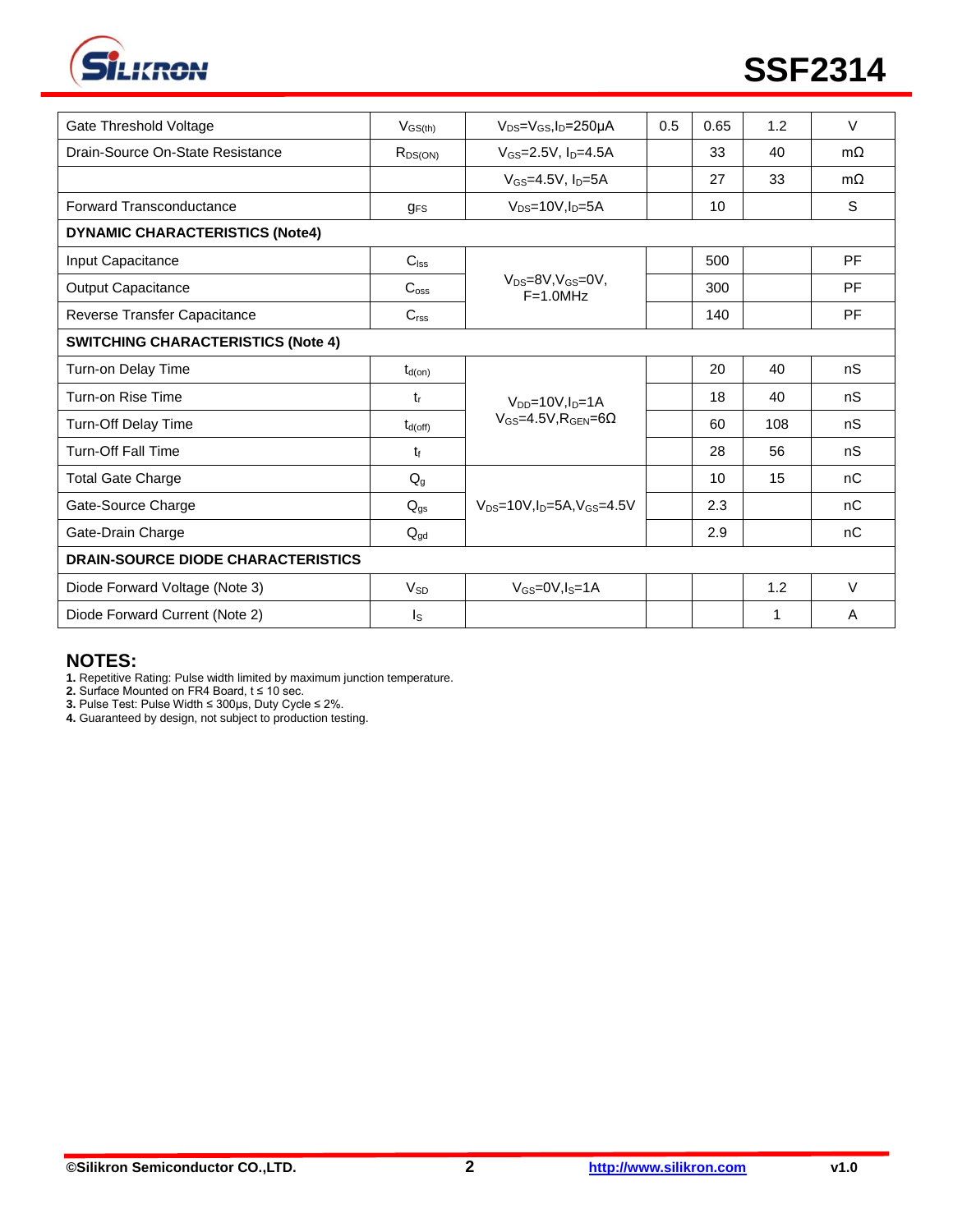| Parameter | Symbol | Condition | Min | Typ | Max | Unit |
|---|---|---|---|---|---|---|
| Gate Threshold Voltage | $V_{GS(th)}$ | $V_{DS}=V_{GS}, I_D=250\mu A$ | 0.5 | 0.65 | 1.2 | V |
| Drain-Source On-State Resistance | $R_{DS(ON)}$ | $V_{GS}=2.5V,\ I_D=4.5A$ | | 33 | 40 | mΩ |
| | | $V_{GS}=4.5V,\ I_D=5A$ | | 27 | 33 | mΩ |
| Forward Transconductance | $g_{FS}$ | $V_{DS}=10V, I_D=5A$ | | 10 | | S |
| **DYNAMIC CHARACTERISTICS (Note4)** | | | | | | |
| Input Capacitance | $C_{lss}$ | $V_{DS}=8V, V_{GS}=0V$, F=1.0MHz | | 500 | | PF |
| Output Capacitance | $C_{oss}$ | | | 300 | | PF |
| Reverse Transfer Capacitance | $C_{rss}$ | | | 140 | | PF |
| **SWITCHING CHARACTERISTICS (Note 4)** | | | | | | |
| Turn-on Delay Time | $t_{d(on)}$ | $V_{DD}=10V, I_D=1A$ $V_{GS}=4.5V, R_{GEN}=6\Omega$ | | 20 | 40 | nS |
| Turn-on Rise Time | $t_r$ | | | 18 | 40 | nS |
| Turn-Off Delay Time | $t_{d(off)}$ | | | 60 | 108 | nS |
| Turn-Off Fall Time | $t_f$ | | | 28 | 56 | nS |
| Total Gate Charge | $Q_g$ | $V_{DS}=10V, I_D=5A, V_{GS}=4.5V$ | | 10 | 15 | nC |
| Gate-Source Charge | $Q_{gs}$ | | | 2.3 | | nC |
| Gate-Drain Charge | $Q_{gd}$ | | | 2.9 | | nC |
| **DRAIN-SOURCE DIODE CHARACTERISTICS** | | | | | | |
| Diode Forward Voltage (Note 3) | $V_{SD}$ | $V_{GS}=0V, I_S=1A$ | | | 1.2 | V |
| Diode Forward Current (Note 2) | $I_S$ | | | | 1 | A |

## NOTES:

**1.** Repetitive Rating: Pulse width limited by maximum junction temperature.
**2.** Surface Mounted on FR4 Board, t ≤ 10 sec.
**3.** Pulse Test: Pulse Width ≤ 300μs, Duty Cycle ≤ 2%.
**4.** Guaranteed by design, not subject to production testing.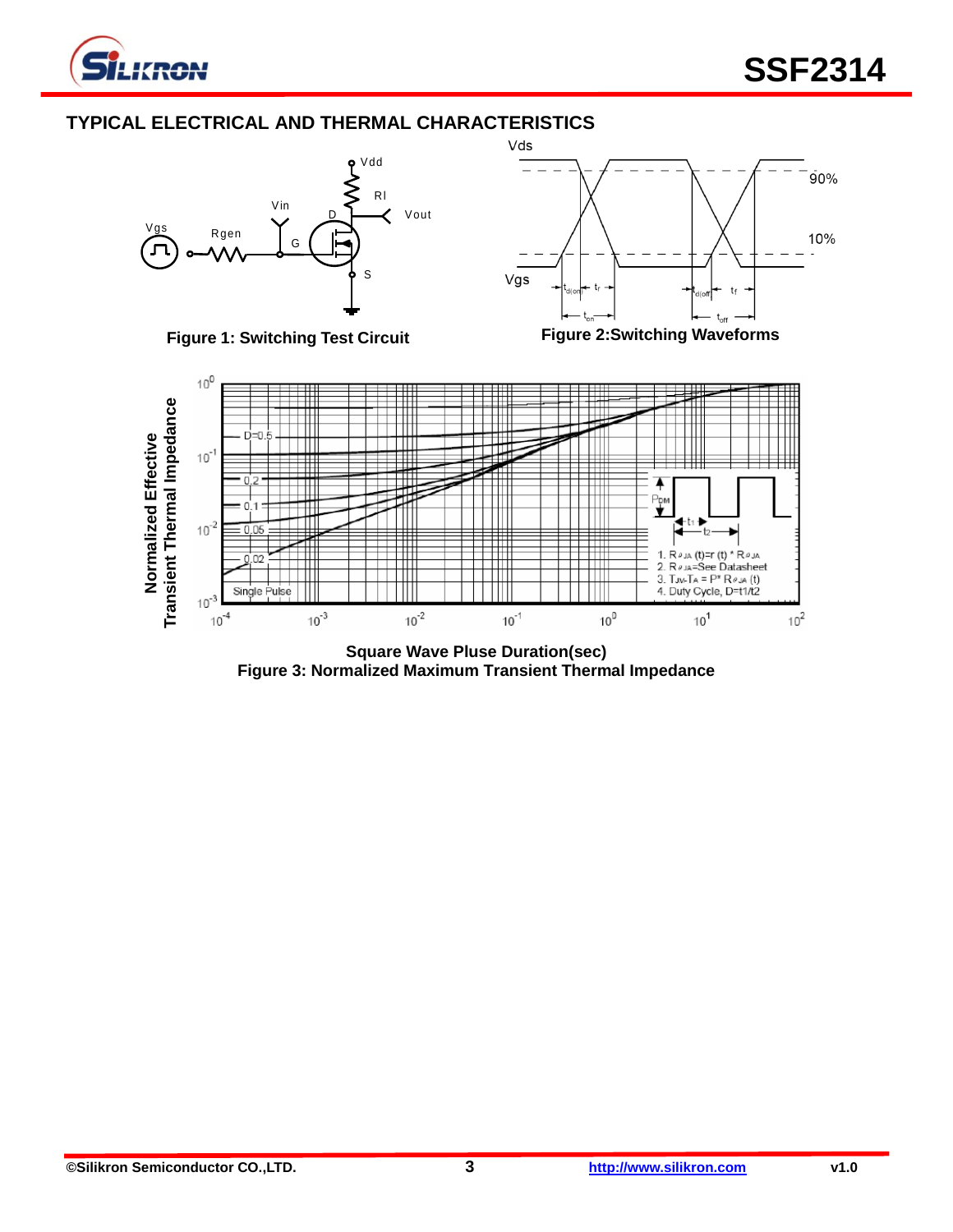## TYPICAL ELECTRICAL AND THERMAL CHARACTERISTICS

**Figure 1: Switching Test Circuit**

**Figure 2:Switching Waveforms**

**Square Wave Pluse Duration(sec)**
**Figure 3: Normalized Maximum Transient Thermal Impedance**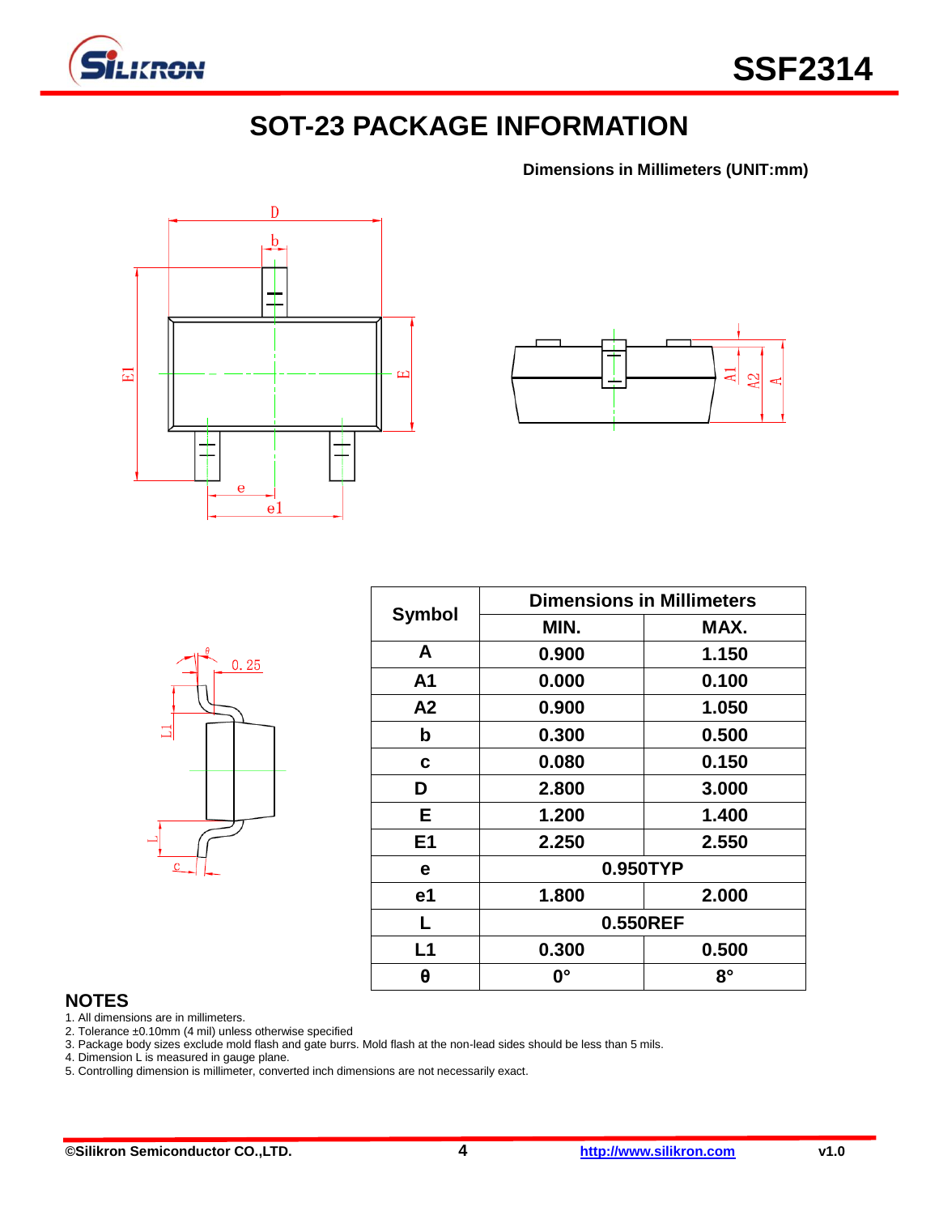# SOT-23 PACKAGE INFORMATION

**Dimensions in Millimeters (UNIT:mm)**

| Symbol | Dimensions in Millimeters | |
|---|---|---|
| | MIN. | MAX. |
| A | 0.900 | 1.150 |
| A1 | 0.000 | 0.100 |
| A2 | 0.900 | 1.050 |
| b | 0.300 | 0.500 |
| c | 0.080 | 0.150 |
| D | 2.800 | 3.000 |
| E | 1.200 | 1.400 |
| E1 | 2.250 | 2.550 |
| e | 0.950TYP | |
| e1 | 1.800 | 2.000 |
| L | 0.550REF | |
| L1 | 0.300 | 0.500 |
| θ | 0° | 8° |

## NOTES

1. All dimensions are in millimeters.
2. Tolerance ±0.10mm (4 mil) unless otherwise specified
3. Package body sizes exclude mold flash and gate burrs. Mold flash at the non-lead sides should be less than 5 mils.
4. Dimension L is measured in gauge plane.
5. Controlling dimension is millimeter, converted inch dimensions are not necessarily exact.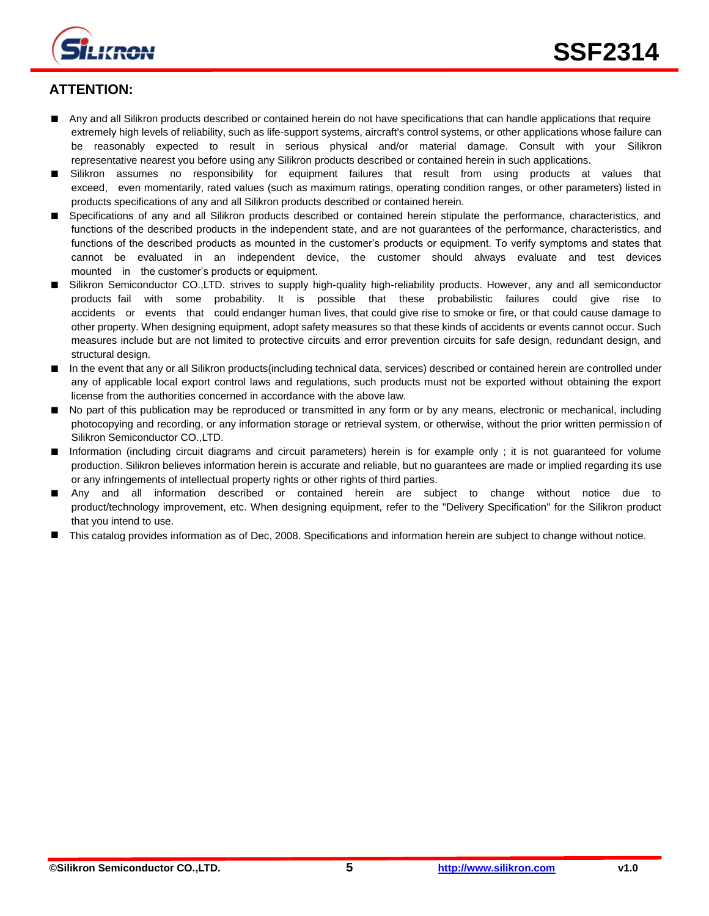## ATTENTION:

- Any and all Silikron products described or contained herein do not have specifications that can handle applications that require extremely high levels of reliability, such as life-support systems, aircraft's control systems, or other applications whose failure can be reasonably expected to result in serious physical and/or material damage. Consult with your Silikron representative nearest you before using any Silikron products described or contained herein in such applications.
- Silikron assumes no responsibility for equipment failures that result from using products at values that exceed, even momentarily, rated values (such as maximum ratings, operating condition ranges, or other parameters) listed in products specifications of any and all Silikron products described or contained herein.
- Specifications of any and all Silikron products described or contained herein stipulate the performance, characteristics, and functions of the described products in the independent state, and are not guarantees of the performance, characteristics, and functions of the described products as mounted in the customer's products or equipment. To verify symptoms and states that cannot be evaluated in an independent device, the customer should always evaluate and test devices mounted in the customer's products or equipment.
- Silikron Semiconductor CO.,LTD. strives to supply high-quality high-reliability products. However, any and all semiconductor products fail with some probability. It is possible that these probabilistic failures could give rise to accidents or events that could endanger human lives, that could give rise to smoke or fire, or that could cause damage to other property. When designing equipment, adopt safety measures so that these kinds of accidents or events cannot occur. Such measures include but are not limited to protective circuits and error prevention circuits for safe design, redundant design, and structural design.
- In the event that any or all Silikron products(including technical data, services) described or contained herein are controlled under any of applicable local export control laws and regulations, such products must not be exported without obtaining the export license from the authorities concerned in accordance with the above law.
- No part of this publication may be reproduced or transmitted in any form or by any means, electronic or mechanical, including photocopying and recording, or any information storage or retrieval system, or otherwise, without the prior written permission of Silikron Semiconductor CO.,LTD.
- Information (including circuit diagrams and circuit parameters) herein is for example only ; it is not guaranteed for volume production. Silikron believes information herein is accurate and reliable, but no guarantees are made or implied regarding its use or any infringements of intellectual property rights or other rights of third parties.
- Any and all information described or contained herein are subject to change without notice due to product/technology improvement, etc. When designing equipment, refer to the "Delivery Specification" for the Silikron product that you intend to use.
- This catalog provides information as of Dec, 2008. Specifications and information herein are subject to change without notice.